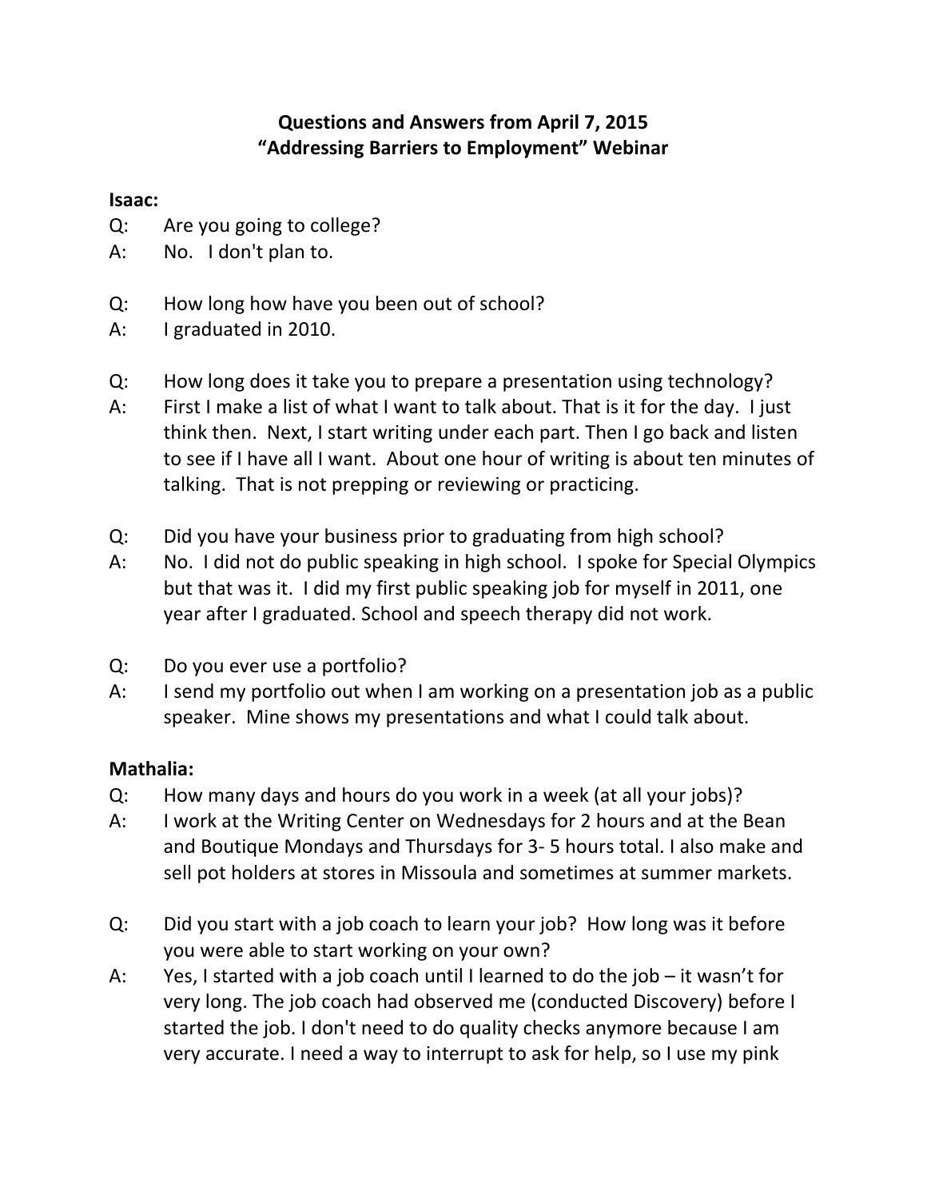# Questions and Answers from April 7, 2015
# "Addressing Barriers to Employment" Webinar

**Isaac:**

Q: Are you going to college?
A: No. I don't plan to.

Q: How long how have you been out of school?
A: I graduated in 2010.

Q: How long does it take you to prepare a presentation using technology?
A: First I make a list of what I want to talk about. That is it for the day. I just think then. Next, I start writing under each part. Then I go back and listen to see if I have all I want. About one hour of writing is about ten minutes of talking. That is not prepping or reviewing or practicing.

Q: Did you have your business prior to graduating from high school?
A: No. I did not do public speaking in high school. I spoke for Special Olympics but that was it. I did my first public speaking job for myself in 2011, one year after I graduated. School and speech therapy did not work.

Q: Do you ever use a portfolio?
A: I send my portfolio out when I am working on a presentation job as a public speaker. Mine shows my presentations and what I could talk about.

**Mathalia:**

Q: How many days and hours do you work in a week (at all your jobs)?
A: I work at the Writing Center on Wednesdays for 2 hours and at the Bean and Boutique Mondays and Thursdays for 3- 5 hours total. I also make and sell pot holders at stores in Missoula and sometimes at summer markets.

Q: Did you start with a job coach to learn your job? How long was it before you were able to start working on your own?
A: Yes, I started with a job coach until I learned to do the job – it wasn't for very long. The job coach had observed me (conducted Discovery) before I started the job. I don't need to do quality checks anymore because I am very accurate. I need a way to interrupt to ask for help, so I use my pink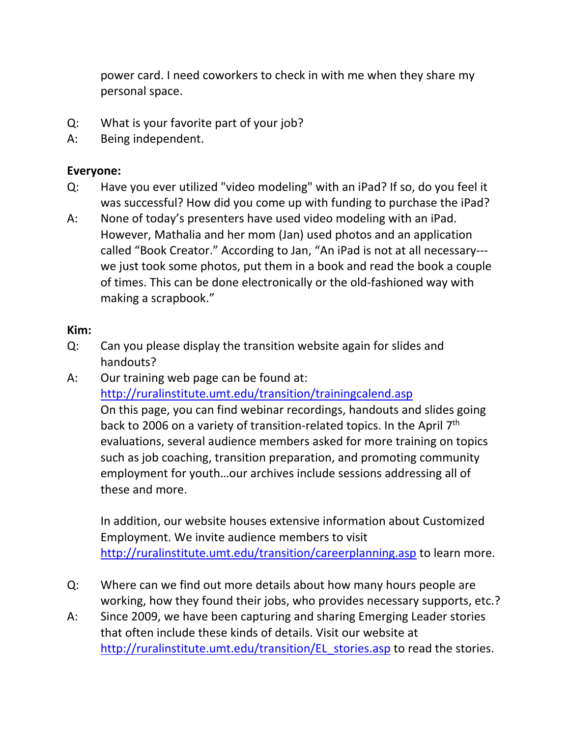power card. I need coworkers to check in with me when they share my personal space.

Q: What is your favorite part of your job?

A: Being independent.

**Everyone:**

Q: Have you ever utilized "video modeling" with an iPad? If so, do you feel it was successful? How did you come up with funding to purchase the iPad?

A: None of today's presenters have used video modeling with an iPad. However, Mathalia and her mom (Jan) used photos and an application called "Book Creator." According to Jan, "An iPad is not at all necessary---we just took some photos, put them in a book and read the book a couple of times. This can be done electronically or the old-fashioned way with making a scrapbook."

**Kim:**

Q: Can you please display the transition website again for slides and handouts?

A: Our training web page can be found at: http://ruralinstitute.umt.edu/transition/trainingcalend.asp
On this page, you can find webinar recordings, handouts and slides going back to 2006 on a variety of transition-related topics. In the April 7th evaluations, several audience members asked for more training on topics such as job coaching, transition preparation, and promoting community employment for youth…our archives include sessions addressing all of these and more.

In addition, our website houses extensive information about Customized Employment. We invite audience members to visit http://ruralinstitute.umt.edu/transition/careerplanning.asp to learn more.

Q: Where can we find out more details about how many hours people are working, how they found their jobs, who provides necessary supports, etc.?

A: Since 2009, we have been capturing and sharing Emerging Leader stories that often include these kinds of details. Visit our website at http://ruralinstitute.umt.edu/transition/EL_stories.asp to read the stories.